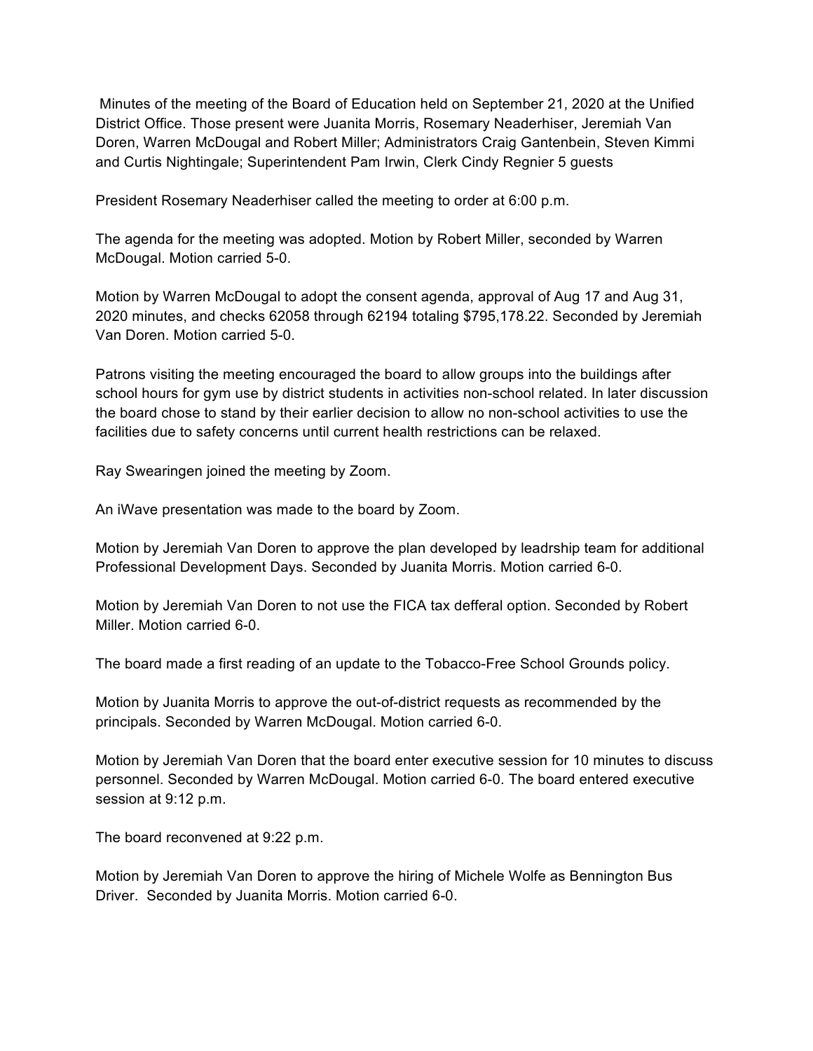Minutes of the meeting of the Board of Education held on September 21, 2020 at the Unified District Office. Those present were Juanita Morris, Rosemary Neaderhiser, Jeremiah Van Doren, Warren McDougal and Robert Miller; Administrators Craig Gantenbein, Steven Kimmi and Curtis Nightingale; Superintendent Pam Irwin, Clerk Cindy Regnier 5 guests

President Rosemary Neaderhiser called the meeting to order at 6:00 p.m.

The agenda for the meeting was adopted. Motion by Robert Miller, seconded by Warren McDougal. Motion carried 5-0.

Motion by Warren McDougal to adopt the consent agenda, approval of Aug 17 and Aug 31, 2020 minutes, and checks 62058 through 62194 totaling $795,178.22. Seconded by Jeremiah Van Doren. Motion carried 5-0.

Patrons visiting the meeting encouraged the board to allow groups into the buildings after school hours for gym use by district students in activities non-school related. In later discussion the board chose to stand by their earlier decision to allow no non-school activities to use the facilities due to safety concerns until current health restrictions can be relaxed.

Ray Swearingen joined the meeting by Zoom.

An iWave presentation was made to the board by Zoom.

Motion by Jeremiah Van Doren to approve the plan developed by leadrship team for additional Professional Development Days. Seconded by Juanita Morris. Motion carried 6-0.

Motion by Jeremiah Van Doren to not use the FICA tax defferal option. Seconded by Robert Miller. Motion carried 6-0.

The board made a first reading of an update to the Tobacco-Free School Grounds policy.

Motion by Juanita Morris to approve the out-of-district requests as recommended by the principals. Seconded by Warren McDougal. Motion carried 6-0.

Motion by Jeremiah Van Doren that the board enter executive session for 10 minutes to discuss personnel. Seconded by Warren McDougal. Motion carried 6-0. The board entered executive session at 9:12 p.m.

The board reconvened at 9:22 p.m.

Motion by Jeremiah Van Doren to approve the hiring of Michele Wolfe as Bennington Bus Driver. Seconded by Juanita Morris. Motion carried 6-0.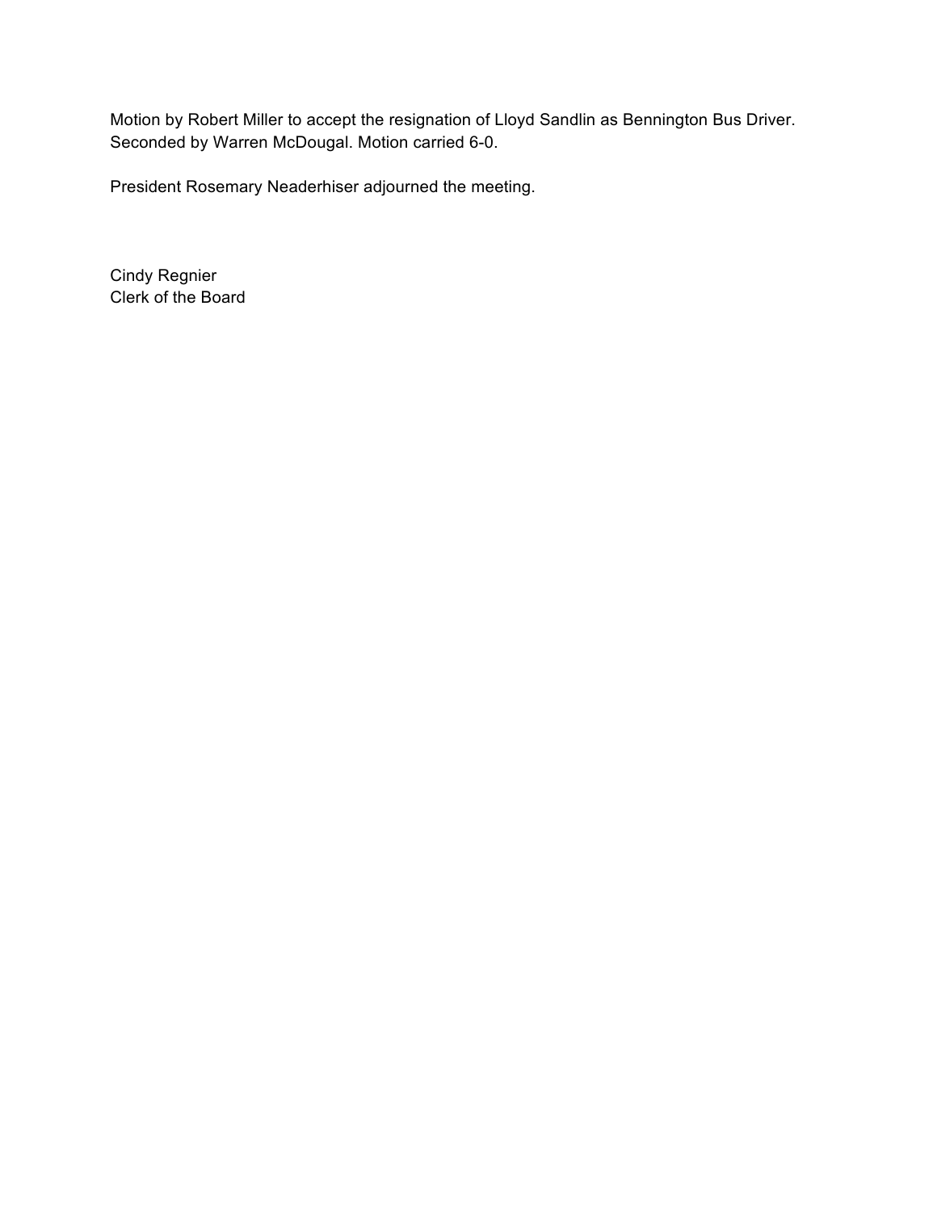Motion by Robert Miller to accept the resignation of Lloyd Sandlin as Bennington Bus Driver. Seconded by Warren McDougal. Motion carried 6-0.

President Rosemary Neaderhiser adjourned the meeting.

Cindy Regnier
Clerk of the Board